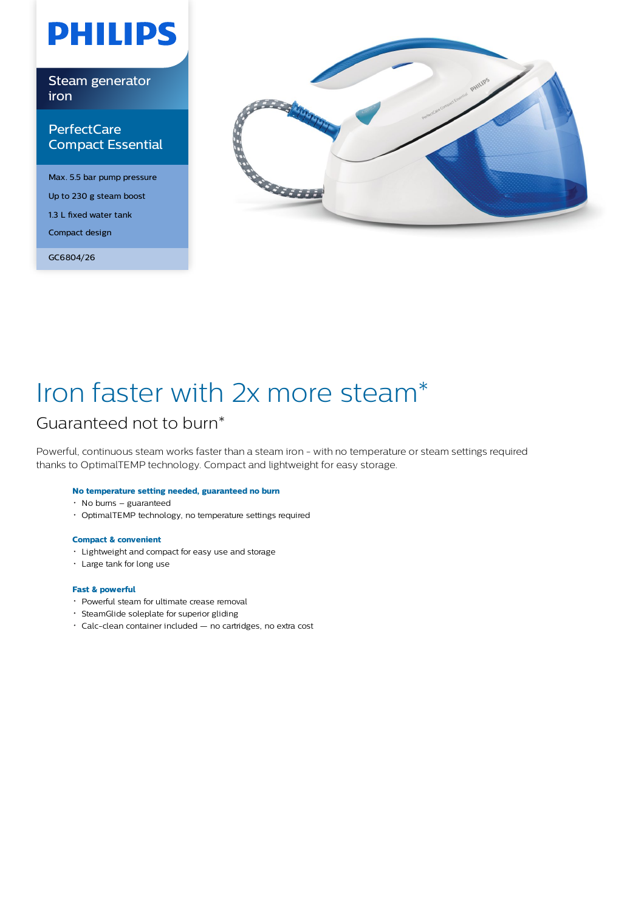PHILIPS

Steam generator iron

PerfectCare Compact Essential

Max. 5.5 bar pump pressure

Up to 230 g steam boost

1.3 L fixed water tank

Compact design

GC6804/26

# Iron faster with 2x more steam*

## Guaranteed not to burn*

Powerful, continuous steam works faster than a steam iron - with no temperature or steam settings required thanks to OptimalTEMP technology. Compact and lightweight for easy storage.

**No temperature setting needed, guaranteed no burn**
- No burns – guaranteed
- OptimalTEMP technology, no temperature settings required

**Compact & convenient**
- Lightweight and compact for easy use and storage
- Large tank for long use

**Fast & powerful**
- Powerful steam for ultimate crease removal
- SteamGlide soleplate for superior gliding
- Calc-clean container included — no cartridges, no extra cost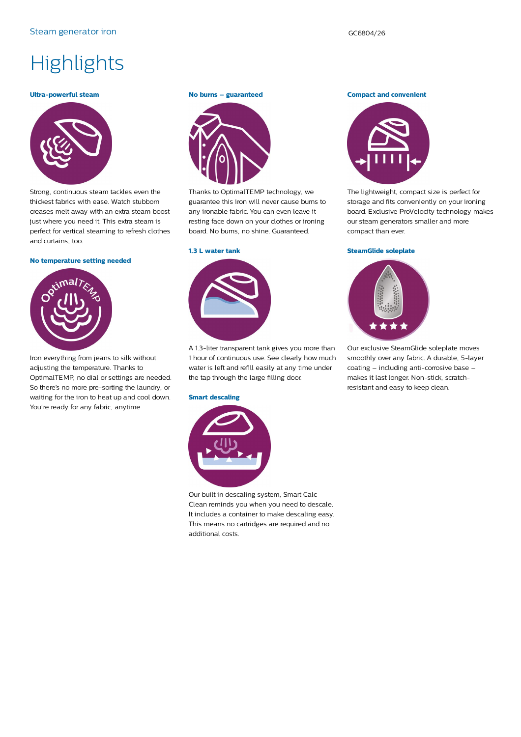# Highlights

### Ultra-powerful steam

Strong, continuous steam tackles even the thickest fabrics with ease. Watch stubborn creases melt away with an extra steam boost just where you need it. This extra steam is perfect for vertical steaming to refresh clothes and curtains, too.

### No temperature setting needed

Iron everything from jeans to silk without adjusting the temperature. Thanks to OptimalTEMP, no dial or settings are needed. So there's no more pre-sorting the laundry, or waiting for the iron to heat up and cool down. You're ready for any fabric, anytime

### No burns – guaranteed

Thanks to OptimalTEMP technology, we guarantee this iron will never cause burns to any ironable fabric. You can even leave it resting face down on your clothes or ironing board. No burns, no shine. Guaranteed.

### 1.3 L water tank

A 1.3-liter transparent tank gives you more than 1 hour of continuous use. See clearly how much water is left and refill easily at any time under the tap through the large filling door.

### Smart descaling

Our built in descaling system, Smart Calc Clean reminds you when you need to descale. It includes a container to make descaling easy. This means no cartridges are required and no additional costs.

### Compact and convenient

The lightweight, compact size is perfect for storage and fits conveniently on your ironing board. Exclusive ProVelocity technology makes our steam generators smaller and more compact than ever.

### SteamGlide soleplate

Our exclusive SteamGlide soleplate moves smoothly over any fabric. A durable, 5-layer coating – including anti-corrosive base – makes it last longer. Non-stick, scratch-resistant and easy to keep clean.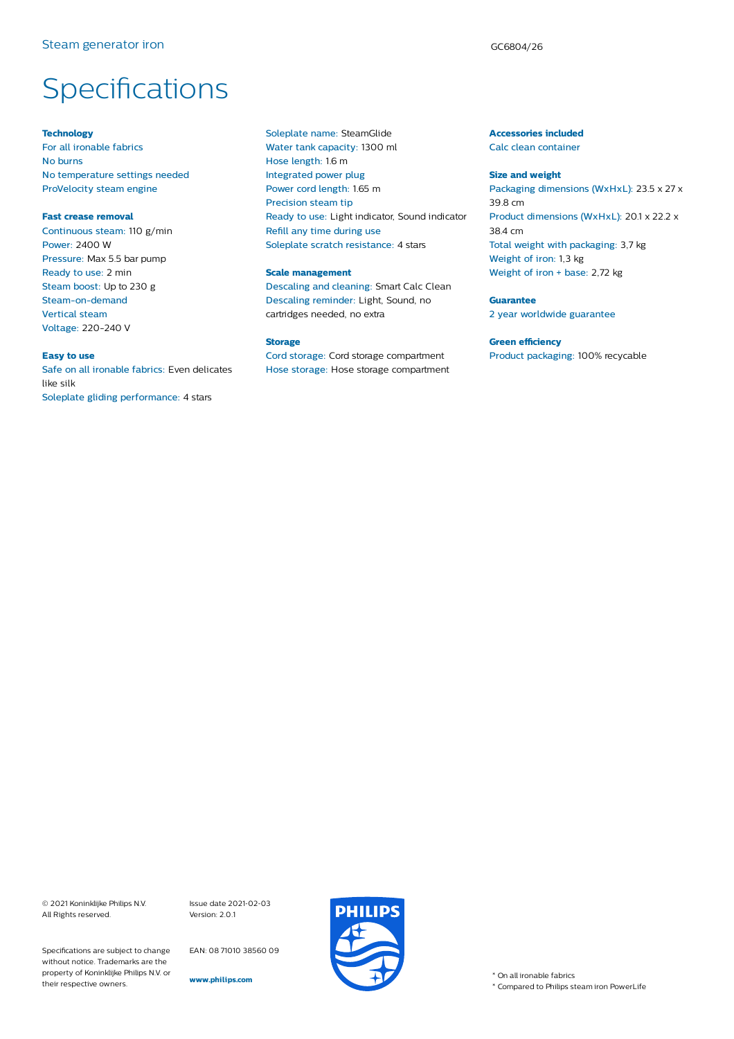Steam generator iron

GC6804/26

# Specifications

### Technology

- For all ironable fabrics
- No burns
- No temperature settings needed
- ProVelocity steam engine

### Fast crease removal

- Continuous steam: 110 g/min
- Power: 2400 W
- Pressure: Max 5.5 bar pump
- Ready to use: 2 min
- Steam boost: Up to 230 g
- Steam-on-demand
- Vertical steam
- Voltage: 220-240 V

### Easy to use

- Safe on all ironable fabrics: Even delicates like silk
- Soleplate gliding performance: 4 stars
- Soleplate name: SteamGlide
- Water tank capacity: 1300 ml
- Hose length: 1.6 m
- Integrated power plug
- Power cord length: 1.65 m
- Precision steam tip
- Ready to use: Light indicator, Sound indicator
- Refill any time during use
- Soleplate scratch resistance: 4 stars

### Scale management

- Descaling and cleaning: Smart Calc Clean
- Descaling reminder: Light, Sound, no cartridges needed, no extra

### Storage

- Cord storage: Cord storage compartment
- Hose storage: Hose storage compartment

### Accessories included

- Calc clean container

### Size and weight

- Packaging dimensions (WxHxL): 23.5 x 27 x 39.8 cm
- Product dimensions (WxHxL): 20.1 x 22.2 x 38.4 cm
- Total weight with packaging: 3,7 kg
- Weight of iron: 1,3 kg
- Weight of iron + base: 2,72 kg

### Guarantee

- 2 year worldwide guarantee

### Green efficiency

- Product packaging: 100% recyclable

© 2021 Koninklijke Philips N.V.
All Rights reserved.

Specifications are subject to change without notice. Trademarks are the property of Koninklijke Philips N.V. or their respective owners.

Issue date 2021-02-03
Version: 2.0.1

EAN: 08 71010 38560 09

www.philips.com

\* On all ironable fabrics
\* Compared to Philips steam iron PowerLife